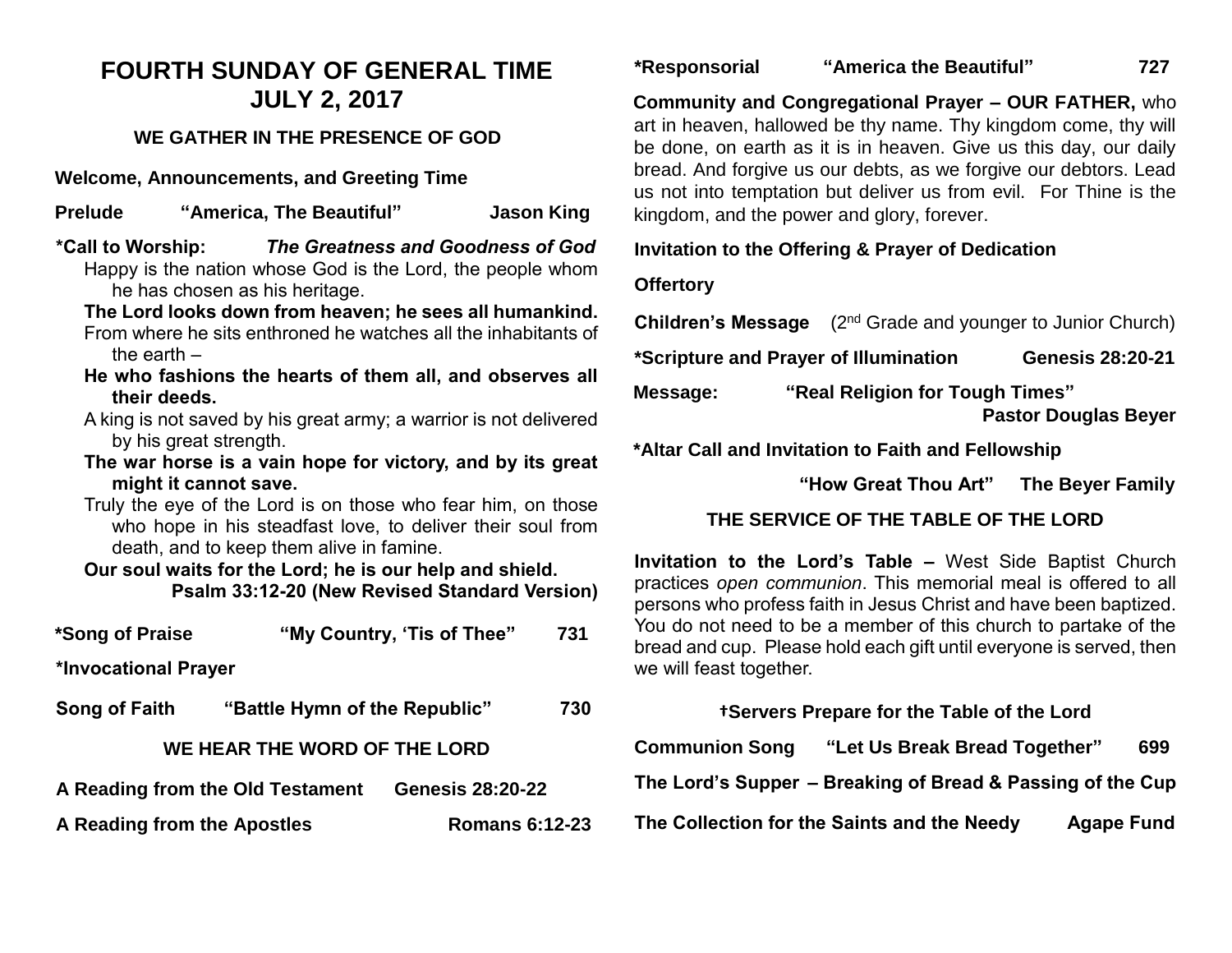# FOURTH SUNDAY OF GENERAL TIME
# JULY 2, 2017

### WE GATHER IN THE PRESENCE OF GOD

**Welcome, Announcements, and Greeting Time**

**Prelude** **"America, The Beautiful"** **Jason King**

***Call to Worship:** ***The Greatness and Goodness of God***

Happy is the nation whose God is the Lord, the people whom he has chosen as his heritage.

**The Lord looks down from heaven; he sees all humankind.**

From where he sits enthroned he watches all the inhabitants of the earth –

**He who fashions the hearts of them all, and observes all their deeds.**

A king is not saved by his great army; a warrior is not delivered by his great strength.

**The war horse is a vain hope for victory, and by its great might it cannot save.**

Truly the eye of the Lord is on those who fear him, on those who hope in his steadfast love, to deliver their soul from death, and to keep them alive in famine.

**Our soul waits for the Lord; he is our help and shield.**

**Psalm 33:12-20 (New Revised Standard Version)**

***Song of Praise** **"My Country, 'Tis of Thee"** **731**

***Invocational Prayer**

**Song of Faith** **"Battle Hymn of the Republic"** **730**

### WE HEAR THE WORD OF THE LORD

**A Reading from the Old Testament** **Genesis 28:20-22**

**A Reading from the Apostles** **Romans 6:12-23**

***Responsorial** **"America the Beautiful"** **727**

**Community and Congregational Prayer – OUR FATHER,** who art in heaven, hallowed be thy name. Thy kingdom come, thy will be done, on earth as it is in heaven. Give us this day, our daily bread. And forgive us our debts, as we forgive our debtors. Lead us not into temptation but deliver us from evil. For Thine is the kingdom, and the power and glory, forever.

**Invitation to the Offering & Prayer of Dedication**

**Offertory**

**Children's Message** (2nd Grade and younger to Junior Church)

***Scripture and Prayer of Illumination** **Genesis 28:20-21**

**Message:** **"Real Religion for Tough Times"**
**Pastor Douglas Beyer**

***Altar Call and Invitation to Faith and Fellowship**

**"How Great Thou Art"** **The Beyer Family**

### THE SERVICE OF THE TABLE OF THE LORD

**Invitation to the Lord's Table –** West Side Baptist Church practices *open communion*. This memorial meal is offered to all persons who profess faith in Jesus Christ and have been baptized. You do not need to be a member of this church to partake of the bread and cup. Please hold each gift until everyone is served, then we will feast together.

**†Servers Prepare for the Table of the Lord**

**Communion Song** **"Let Us Break Bread Together"** **699**

**The Lord's Supper – Breaking of Bread & Passing of the Cup**

**The Collection for the Saints and the Needy** **Agape Fund**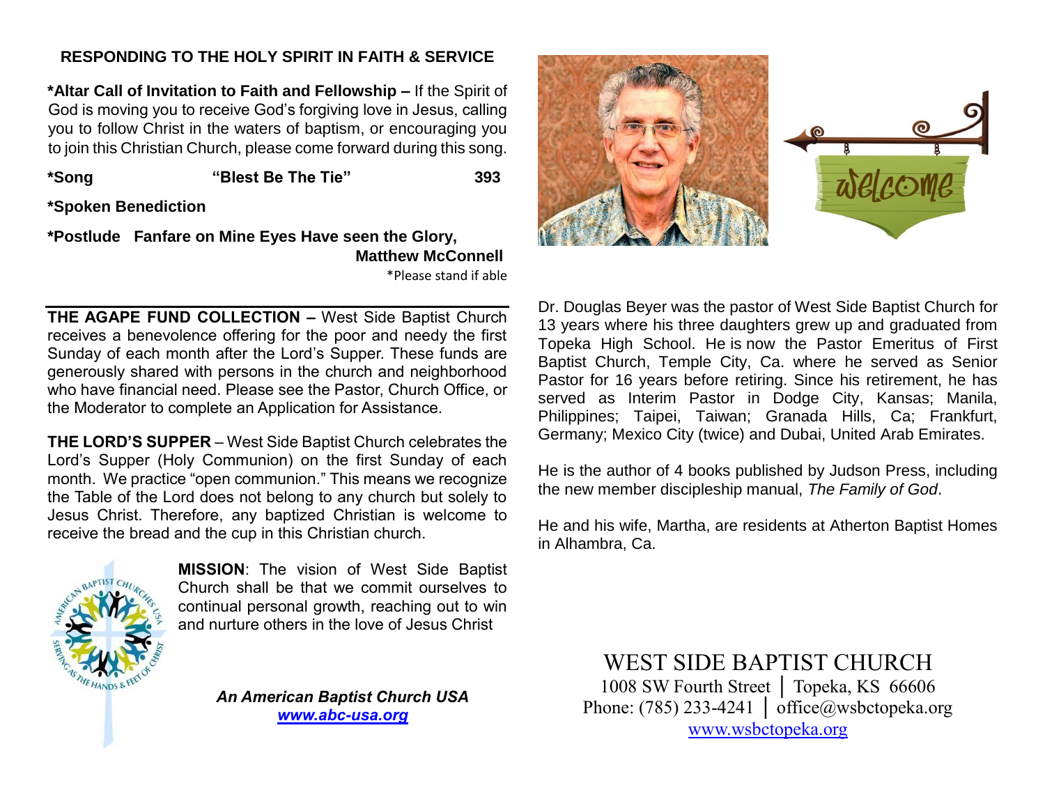## RESPONDING TO THE HOLY SPIRIT IN FAITH & SERVICE

**\*Altar Call of Invitation to Faith and Fellowship –** If the Spirit of God is moving you to receive God's forgiving love in Jesus, calling you to follow Christ in the waters of baptism, or encouraging you to join this Christian Church, please come forward during this song.

**\*Song "Blest Be The Tie" 393**

**\*Spoken Benediction**

**\*Postlude Fanfare on Mine Eyes Have seen the Glory, Matthew McConnell**

\*Please stand if able

---

**THE AGAPE FUND COLLECTION –** West Side Baptist Church receives a benevolence offering for the poor and needy the first Sunday of each month after the Lord's Supper. These funds are generously shared with persons in the church and neighborhood who have financial need. Please see the Pastor, Church Office, or the Moderator to complete an Application for Assistance.

**THE LORD'S SUPPER** – West Side Baptist Church celebrates the Lord's Supper (Holy Communion) on the first Sunday of each month. We practice "open communion." This means we recognize the Table of the Lord does not belong to any church but solely to Jesus Christ. Therefore, any baptized Christian is welcome to receive the bread and the cup in this Christian church.

**MISSION**: The vision of West Side Baptist Church shall be that we commit ourselves to continual personal growth, reaching out to win and nurture others in the love of Jesus Christ

***An American Baptist Church USA***
***www.abc-usa.org***

Dr. Douglas Beyer was the pastor of West Side Baptist Church for 13 years where his three daughters grew up and graduated from Topeka High School. He is now the Pastor Emeritus of First Baptist Church, Temple City, Ca. where he served as Senior Pastor for 16 years before retiring. Since his retirement, he has served as Interim Pastor in Dodge City, Kansas; Manila, Philippines; Taipei, Taiwan; Granada Hills, Ca; Frankfurt, Germany; Mexico City (twice) and Dubai, United Arab Emirates.

He is the author of 4 books published by Judson Press, including the new member discipleship manual, *The Family of God*.

He and his wife, Martha, are residents at Atherton Baptist Homes in Alhambra, Ca.

WEST SIDE BAPTIST CHURCH
1008 SW Fourth Street | Topeka, KS 66606
Phone: (785) 233-4241 | office@wsbctopeka.org
www.wsbctopeka.org